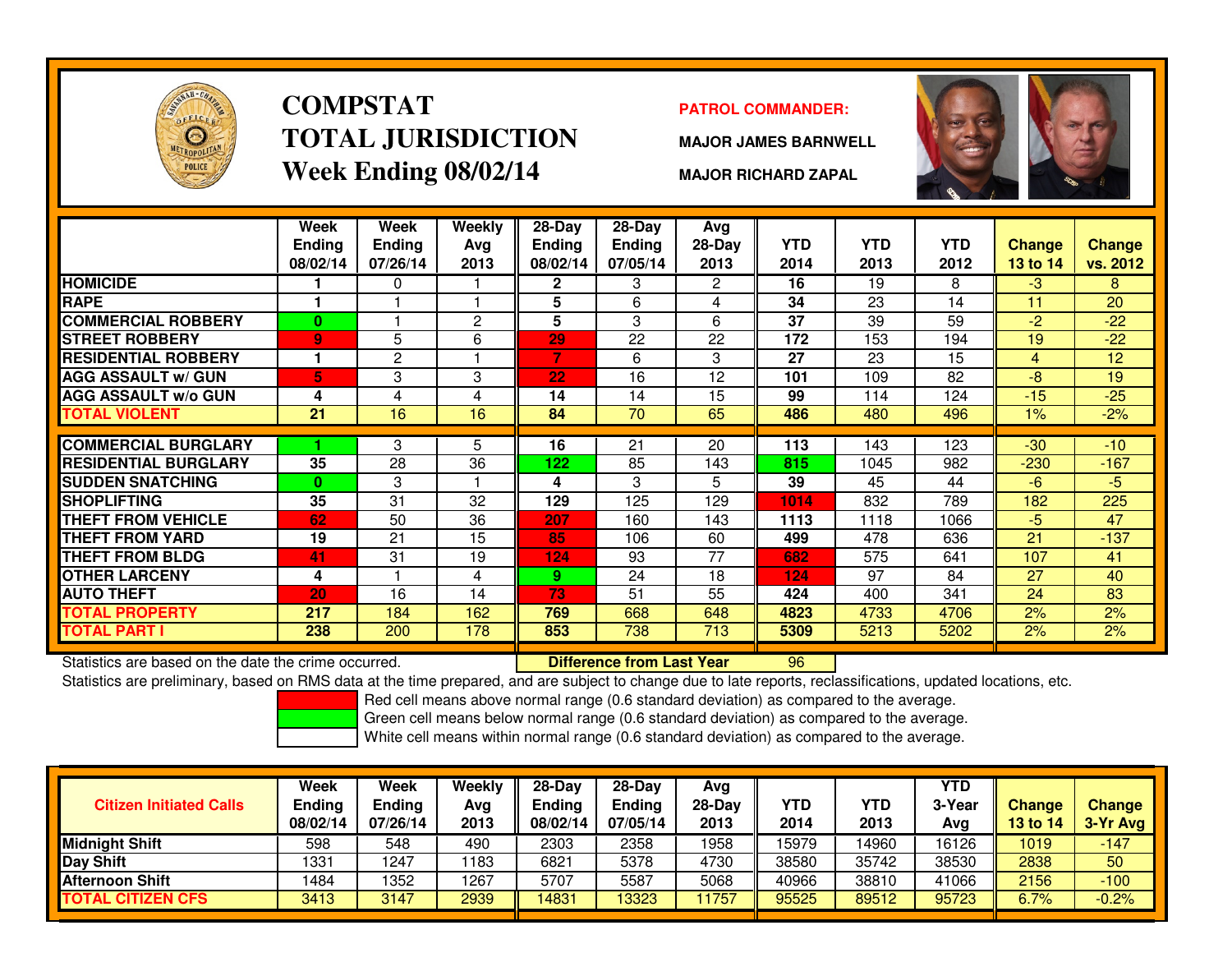# COMPSTAT
# TOTAL JURISDICTION
# Week Ending 08/02/14

**PATROL COMMANDER:**

**MAJOR JAMES BARNWELL**

**MAJOR RICHARD ZAPAL**

| | Week Ending 08/02/14 | Week Ending 07/26/14 | Weekly Avg 2013 | 28-Day Ending 08/02/14 | 28-Day Ending 07/05/14 | Avg 28-Day 2013 | YTD 2014 | YTD 2013 | YTD 2012 | Change 13 to 14 | Change vs. 2012 |
|---|---|---|---|---|---|---|---|---|---|---|---|
| HOMICIDE | 1 | 0 | 1 | 2 | 3 | 2 | 16 | 19 | 8 | -3 | 8 |
| RAPE | 1 | 1 | 1 | 5 | 6 | 4 | 34 | 23 | 14 | 11 | 20 |
| COMMERCIAL ROBBERY | 0 | 1 | 2 | 5 | 3 | 6 | 37 | 39 | 59 | -2 | -22 |
| STREET ROBBERY | 9 | 5 | 6 | 29 | 22 | 22 | 172 | 153 | 194 | 19 | -22 |
| RESIDENTIAL ROBBERY | 1 | 2 | 1 | 7 | 6 | 3 | 27 | 23 | 15 | 4 | 12 |
| AGG ASSAULT w/ GUN | 5 | 3 | 3 | 22 | 16 | 12 | 101 | 109 | 82 | -8 | 19 |
| AGG ASSAULT w/o GUN | 4 | 4 | 4 | 14 | 14 | 15 | 99 | 114 | 124 | -15 | -25 |
| TOTAL VIOLENT | 21 | 16 | 16 | 84 | 70 | 65 | 486 | 480 | 496 | 1% | -2% |
| COMMERCIAL BURGLARY | 1 | 3 | 5 | 16 | 21 | 20 | 113 | 143 | 123 | -30 | -10 |
| RESIDENTIAL BURGLARY | 35 | 28 | 36 | 122 | 85 | 143 | 815 | 1045 | 982 | -230 | -167 |
| SUDDEN SNATCHING | 0 | 3 | 1 | 4 | 3 | 5 | 39 | 45 | 44 | -6 | -5 |
| SHOPLIFTING | 35 | 31 | 32 | 129 | 125 | 129 | 1014 | 832 | 789 | 182 | 225 |
| THEFT FROM VEHICLE | 62 | 50 | 36 | 207 | 160 | 143 | 1113 | 1118 | 1066 | -5 | 47 |
| THEFT FROM YARD | 19 | 21 | 15 | 85 | 106 | 60 | 499 | 478 | 636 | 21 | -137 |
| THEFT FROM BLDG | 41 | 31 | 19 | 124 | 93 | 77 | 682 | 575 | 641 | 107 | 41 |
| OTHER LARCENY | 4 | 1 | 4 | 9 | 24 | 18 | 124 | 97 | 84 | 27 | 40 |
| AUTO THEFT | 20 | 16 | 14 | 73 | 51 | 55 | 424 | 400 | 341 | 24 | 83 |
| TOTAL PROPERTY | 217 | 184 | 162 | 769 | 668 | 648 | 4823 | 4733 | 4706 | 2% | 2% |
| TOTAL PART I | 238 | 200 | 178 | 853 | 738 | 713 | 5309 | 5213 | 5202 | 2% | 2% |

Statistics are based on the date the crime occurred. **Difference from Last Year** 96

Statistics are preliminary, based on RMS data at the time prepared, and are subject to change due to late reports, reclassifications, updated locations, etc.

Red cell means above normal range (0.6 standard deviation) as compared to the average.
Green cell means below normal range (0.6 standard deviation) as compared to the average.
White cell means within normal range (0.6 standard deviation) as compared to the average.

| Citizen Initiated Calls | Week Ending 08/02/14 | Week Ending 07/26/14 | Weekly Avg 2013 | 28-Day Ending 08/02/14 | 28-Day Ending 07/05/14 | Avg 28-Day 2013 | YTD 2014 | YTD 2013 | YTD 3-Year Avg | Change 13 to 14 | Change 3-Yr Avg |
|---|---|---|---|---|---|---|---|---|---|---|---|
| Midnight Shift | 598 | 548 | 490 | 2303 | 2358 | 1958 | 15979 | 14960 | 16126 | 1019 | -147 |
| Day Shift | 1331 | 1247 | 1183 | 6821 | 5378 | 4730 | 38580 | 35742 | 38530 | 2838 | 50 |
| Afternoon Shift | 1484 | 1352 | 1267 | 5707 | 5587 | 5068 | 40966 | 38810 | 41066 | 2156 | -100 |
| TOTAL CITIZEN CFS | 3413 | 3147 | 2939 | 14831 | 13323 | 11757 | 95525 | 89512 | 95723 | 6.7% | -0.2% |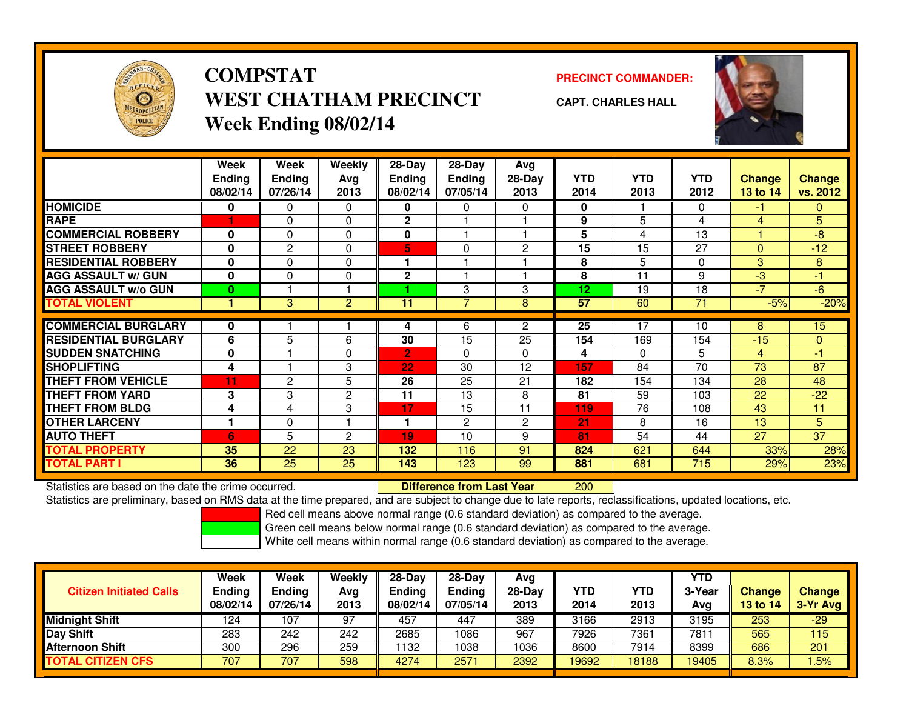# COMPSTAT
# WEST CHATHAM PRECINCT
# Week Ending 08/02/14

**PRECINCT COMMANDER:**

**CAPT. CHARLES HALL**

| | Week Ending 08/02/14 | Week Ending 07/26/14 | Weekly Avg 2013 | 28-Day Ending 08/02/14 | 28-Day Ending 07/05/14 | Avg 28-Day 2013 | YTD 2014 | YTD 2013 | YTD 2012 | Change 13 to 14 | Change vs. 2012 |
|---|---|---|---|---|---|---|---|---|---|---|---|
| HOMICIDE | 0 | 0 | 0 | 0 | 0 | 0 | 0 | 1 | 0 | -1 | 0 |
| RAPE | 1 | 0 | 0 | 2 | 1 | 1 | 9 | 5 | 4 | 4 | 5 |
| COMMERCIAL ROBBERY | 0 | 0 | 0 | 0 | 1 | 1 | 5 | 4 | 13 | 1 | -8 |
| STREET ROBBERY | 0 | 2 | 0 | 5 | 0 | 2 | 15 | 15 | 27 | 0 | -12 |
| RESIDENTIAL ROBBERY | 0 | 0 | 0 | 1 | 1 | 1 | 8 | 5 | 0 | 3 | 8 |
| AGG ASSAULT w/ GUN | 0 | 0 | 0 | 2 | 1 | 1 | 8 | 11 | 9 | -3 | -1 |
| AGG ASSAULT w/o GUN | 0 | 1 | 1 | 1 | 3 | 3 | 12 | 19 | 18 | -7 | -6 |
| TOTAL VIOLENT | 1 | 3 | 2 | 11 | 7 | 8 | 57 | 60 | 71 | -5% | -20% |
| COMMERCIAL BURGLARY | 0 | 1 | 1 | 4 | 6 | 2 | 25 | 17 | 10 | 8 | 15 |
| RESIDENTIAL BURGLARY | 6 | 5 | 6 | 30 | 15 | 25 | 154 | 169 | 154 | -15 | 0 |
| SUDDEN SNATCHING | 0 | 1 | 0 | 2 | 0 | 0 | 4 | 0 | 5 | 4 | -1 |
| SHOPLIFTING | 4 | 1 | 3 | 22 | 30 | 12 | 157 | 84 | 70 | 73 | 87 |
| THEFT FROM VEHICLE | 11 | 2 | 5 | 26 | 25 | 21 | 182 | 154 | 134 | 28 | 48 |
| THEFT FROM YARD | 3 | 3 | 2 | 11 | 13 | 8 | 81 | 59 | 103 | 22 | -22 |
| THEFT FROM BLDG | 4 | 4 | 3 | 17 | 15 | 11 | 119 | 76 | 108 | 43 | 11 |
| OTHER LARCENY | 1 | 0 | 1 | 1 | 2 | 2 | 21 | 8 | 16 | 13 | 5 |
| AUTO THEFT | 6 | 5 | 2 | 19 | 10 | 9 | 81 | 54 | 44 | 27 | 37 |
| TOTAL PROPERTY | 35 | 22 | 23 | 132 | 116 | 91 | 824 | 621 | 644 | 33% | 28% |
| TOTAL PART I | 36 | 25 | 25 | 143 | 123 | 99 | 881 | 681 | 715 | 29% | 23% |

Statistics are based on the date the crime occurred. **Difference from Last Year** 200

Statistics are preliminary, based on RMS data at the time prepared, and are subject to change due to late reports, reclassifications, updated locations, etc.

Red cell means above normal range (0.6 standard deviation) as compared to the average.
Green cell means below normal range (0.6 standard deviation) as compared to the average.
White cell means within normal range (0.6 standard deviation) as compared to the average.

| Citizen Initiated Calls | Week Ending 08/02/14 | Week Ending 07/26/14 | Weekly Avg 2013 | 28-Day Ending 08/02/14 | 28-Day Ending 07/05/14 | Avg 28-Day 2013 | YTD 2014 | YTD 2013 | YTD 3-Year Avg | Change 13 to 14 | Change 3-Yr Avg |
|---|---|---|---|---|---|---|---|---|---|---|---|
| Midnight Shift | 124 | 107 | 97 | 457 | 447 | 389 | 3166 | 2913 | 3195 | 253 | -29 |
| Day Shift | 283 | 242 | 242 | 2685 | 1086 | 967 | 7926 | 7361 | 7811 | 565 | 115 |
| Afternoon Shift | 300 | 296 | 259 | 1132 | 1038 | 1036 | 8600 | 7914 | 8399 | 686 | 201 |
| TOTAL CITIZEN CFS | 707 | 707 | 598 | 4274 | 2571 | 2392 | 19692 | 18188 | 19405 | 8.3% | 1.5% |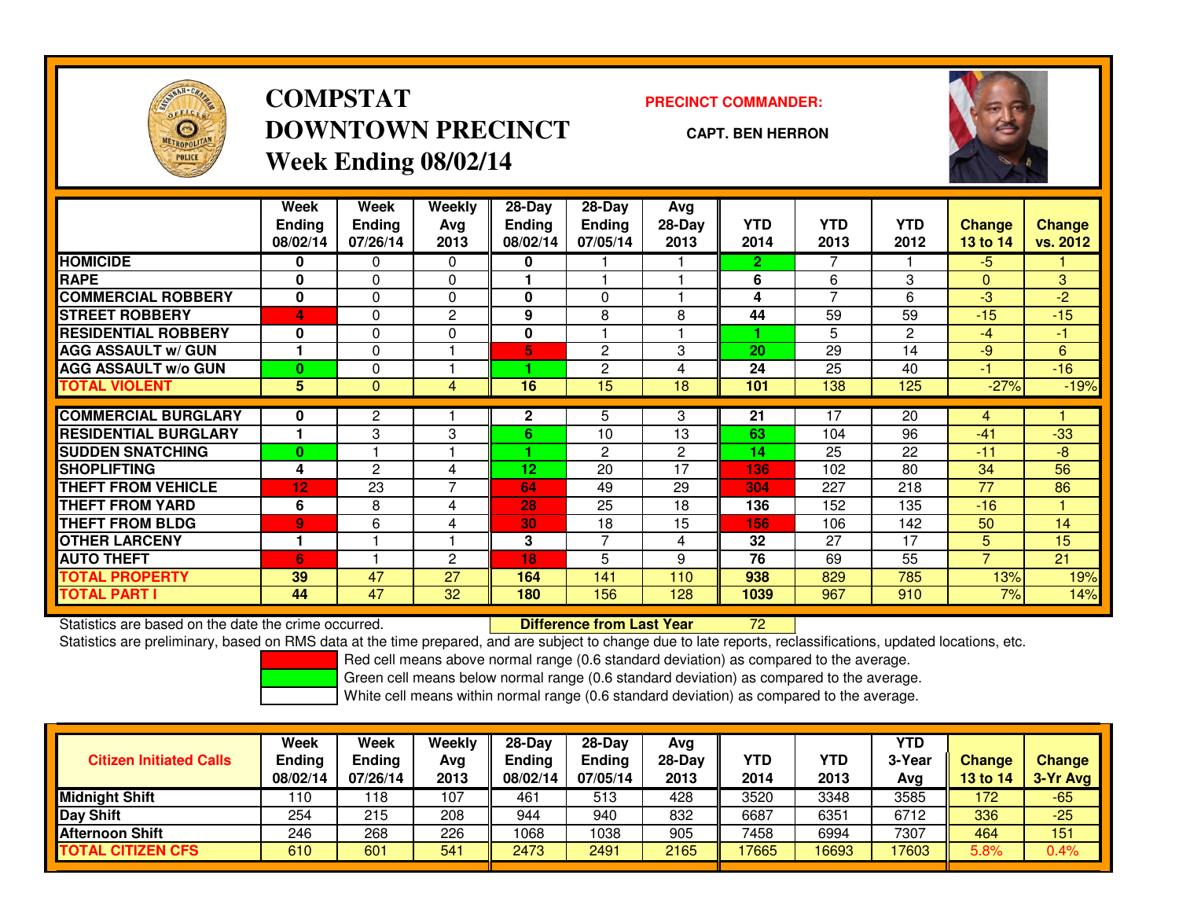# COMPSTAT
# DOWNTOWN PRECINCT
## Week Ending 08/02/14

**PRECINCT COMMANDER:**

**CAPT. BEN HERRON**

| | Week Ending 08/02/14 | Week Ending 07/26/14 | Weekly Avg 2013 | 28-Day Ending 08/02/14 | 28-Day Ending 07/05/14 | Avg 28-Day 2013 | YTD 2014 | YTD 2013 | YTD 2012 | Change 13 to 14 | Change vs. 2012 |
|---|---|---|---|---|---|---|---|---|---|---|---|
| HOMICIDE | 0 | 0 | 0 | 0 | 1 | 1 | 2 | 7 | 1 | -5 | 1 |
| RAPE | 0 | 0 | 0 | 1 | 1 | 1 | 6 | 6 | 3 | 0 | 3 |
| COMMERCIAL ROBBERY | 0 | 0 | 0 | 0 | 0 | 1 | 4 | 7 | 6 | -3 | -2 |
| STREET ROBBERY | 4 | 0 | 2 | 9 | 8 | 8 | 44 | 59 | 59 | -15 | -15 |
| RESIDENTIAL ROBBERY | 0 | 0 | 0 | 0 | 1 | 1 | 1 | 5 | 2 | -4 | -1 |
| AGG ASSAULT w/ GUN | 1 | 0 | 1 | 5 | 2 | 3 | 20 | 29 | 14 | -9 | 6 |
| AGG ASSAULT w/o GUN | 0 | 0 | 1 | 1 | 2 | 4 | 24 | 25 | 40 | -1 | -16 |
| TOTAL VIOLENT | 5 | 0 | 4 | 16 | 15 | 18 | 101 | 138 | 125 | -27% | -19% |
| COMMERCIAL BURGLARY | 0 | 2 | 1 | 2 | 5 | 3 | 21 | 17 | 20 | 4 | 1 |
| RESIDENTIAL BURGLARY | 1 | 3 | 3 | 6 | 10 | 13 | 63 | 104 | 96 | -41 | -33 |
| SUDDEN SNATCHING | 0 | 1 | 1 | 1 | 2 | 2 | 14 | 25 | 22 | -11 | -8 |
| SHOPLIFTING | 4 | 2 | 4 | 12 | 20 | 17 | 136 | 102 | 80 | 34 | 56 |
| THEFT FROM VEHICLE | 12 | 23 | 7 | 64 | 49 | 29 | 304 | 227 | 218 | 77 | 86 |
| THEFT FROM YARD | 6 | 8 | 4 | 28 | 25 | 18 | 136 | 152 | 135 | -16 | 1 |
| THEFT FROM BLDG | 9 | 6 | 4 | 30 | 18 | 15 | 156 | 106 | 142 | 50 | 14 |
| OTHER LARCENY | 1 | 1 | 1 | 3 | 7 | 4 | 32 | 27 | 17 | 5 | 15 |
| AUTO THEFT | 6 | 1 | 2 | 18 | 5 | 9 | 76 | 69 | 55 | 7 | 21 |
| TOTAL PROPERTY | 39 | 47 | 27 | 164 | 141 | 110 | 938 | 829 | 785 | 13% | 19% |
| TOTAL PART I | 44 | 47 | 32 | 180 | 156 | 128 | 1039 | 967 | 910 | 7% | 14% |

Statistics are based on the date the crime occurred. **Difference from Last Year** 72

Statistics are preliminary, based on RMS data at the time prepared, and are subject to change due to late reports, reclassifications, updated locations, etc.

Red cell means above normal range (0.6 standard deviation) as compared to the average.
Green cell means below normal range (0.6 standard deviation) as compared to the average.
White cell means within normal range (0.6 standard deviation) as compared to the average.

| Citizen Initiated Calls | Week Ending 08/02/14 | Week Ending 07/26/14 | Weekly Avg 2013 | 28-Day Ending 08/02/14 | 28-Day Ending 07/05/14 | Avg 28-Day 2013 | YTD 2014 | YTD 2013 | YTD 3-Year Avg | Change 13 to 14 | Change 3-Yr Avg |
|---|---|---|---|---|---|---|---|---|---|---|---|
| Midnight Shift | 110 | 118 | 107 | 461 | 513 | 428 | 3520 | 3348 | 3585 | 172 | -65 |
| Day Shift | 254 | 215 | 208 | 944 | 940 | 832 | 6687 | 6351 | 6712 | 336 | -25 |
| Afternoon Shift | 246 | 268 | 226 | 1068 | 1038 | 905 | 7458 | 6994 | 7307 | 464 | 151 |
| TOTAL CITIZEN CFS | 610 | 601 | 541 | 2473 | 2491 | 2165 | 17665 | 16693 | 17603 | 5.8% | 0.4% |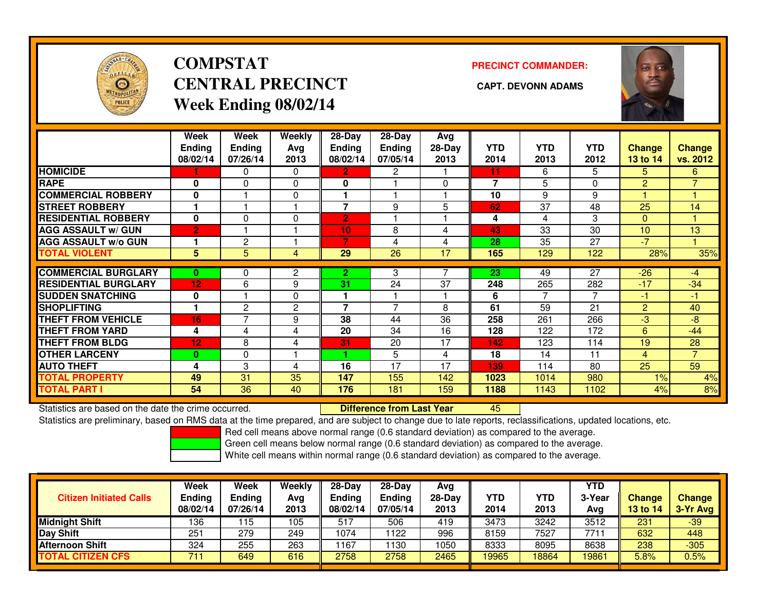# COMPSTAT
# CENTRAL PRECINCT
# Week Ending 08/02/14

**PRECINCT COMMANDER:**

**CAPT. DEVONN ADAMS**

| | Week Ending 08/02/14 | Week Ending 07/26/14 | Weekly Avg 2013 | 28-Day Ending 08/02/14 | 28-Day Ending 07/05/14 | Avg 28-Day 2013 | YTD 2014 | YTD 2013 | YTD 2012 | Change 13 to 14 | Change vs. 2012 |
|---|---|---|---|---|---|---|---|---|---|---|---|
| HOMICIDE | 1 | 0 | 0 | 2 | 2 | 1 | 11 | 6 | 5 | 5 | 6 |
| RAPE | 0 | 0 | 0 | 0 | 1 | 0 | 7 | 5 | 0 | 2 | 7 |
| COMMERCIAL ROBBERY | 0 | 1 | 0 | 1 | 1 | 1 | 10 | 9 | 9 | 1 | 1 |
| STREET ROBBERY | 1 | 1 | 1 | 7 | 9 | 5 | 62 | 37 | 48 | 25 | 14 |
| RESIDENTIAL ROBBERY | 0 | 0 | 0 | 2 | 1 | 1 | 4 | 4 | 3 | 0 | 1 |
| AGG ASSAULT w/ GUN | 2 | 1 | 1 | 10 | 8 | 4 | 43 | 33 | 30 | 10 | 13 |
| AGG ASSAULT w/o GUN | 1 | 2 | 1 | 7 | 4 | 4 | 28 | 35 | 27 | -7 | 1 |
| TOTAL VIOLENT | 5 | 5 | 4 | 29 | 26 | 17 | 165 | 129 | 122 | 28% | 35% |
| COMMERCIAL BURGLARY | 0 | 0 | 2 | 2 | 3 | 7 | 23 | 49 | 27 | -26 | -4 |
| RESIDENTIAL BURGLARY | 12 | 6 | 9 | 31 | 24 | 37 | 248 | 265 | 282 | -17 | -34 |
| SUDDEN SNATCHING | 0 | 1 | 0 | 1 | 1 | 1 | 6 | 7 | 7 | -1 | -1 |
| SHOPLIFTING | 1 | 2 | 2 | 7 | 7 | 8 | 61 | 59 | 21 | 2 | 40 |
| THEFT FROM VEHICLE | 16 | 7 | 9 | 38 | 44 | 36 | 258 | 261 | 266 | -3 | -8 |
| THEFT FROM YARD | 4 | 4 | 4 | 20 | 34 | 16 | 128 | 122 | 172 | 6 | -44 |
| THEFT FROM BLDG | 12 | 8 | 4 | 31 | 20 | 17 | 142 | 123 | 114 | 19 | 28 |
| OTHER LARCENY | 0 | 0 | 1 | 1 | 5 | 4 | 18 | 14 | 11 | 4 | 7 |
| AUTO THEFT | 4 | 3 | 4 | 16 | 17 | 17 | 139 | 114 | 80 | 25 | 59 |
| TOTAL PROPERTY | 49 | 31 | 35 | 147 | 155 | 142 | 1023 | 1014 | 980 | 1% | 4% |
| TOTAL PART I | 54 | 36 | 40 | 176 | 181 | 159 | 1188 | 1143 | 1102 | 4% | 8% |

Statistics are based on the date the crime occurred. **Difference from Last Year** 45

Statistics are preliminary, based on RMS data at the time prepared, and are subject to change due to late reports, reclassifications, updated locations, etc.

Red cell means above normal range (0.6 standard deviation) as compared to the average.
Green cell means below normal range (0.6 standard deviation) as compared to the average.
White cell means within normal range (0.6 standard deviation) as compared to the average.

| Citizen Initiated Calls | Week Ending 08/02/14 | Week Ending 07/26/14 | Weekly Avg 2013 | 28-Day Ending 08/02/14 | 28-Day Ending 07/05/14 | Avg 28-Day 2013 | YTD 2014 | YTD 2013 | YTD 3-Year Avg | Change 13 to 14 | Change 3-Yr Avg |
|---|---|---|---|---|---|---|---|---|---|---|---|
| Midnight Shift | 136 | 115 | 105 | 517 | 506 | 419 | 3473 | 3242 | 3512 | 231 | -39 |
| Day Shift | 251 | 279 | 249 | 1074 | 1122 | 996 | 8159 | 7527 | 7711 | 632 | 448 |
| Afternoon Shift | 324 | 255 | 263 | 1167 | 1130 | 1050 | 8333 | 8095 | 8638 | 238 | -305 |
| TOTAL CITIZEN CFS | 711 | 649 | 616 | 2758 | 2758 | 2465 | 19965 | 18864 | 19861 | 5.8% | 0.5% |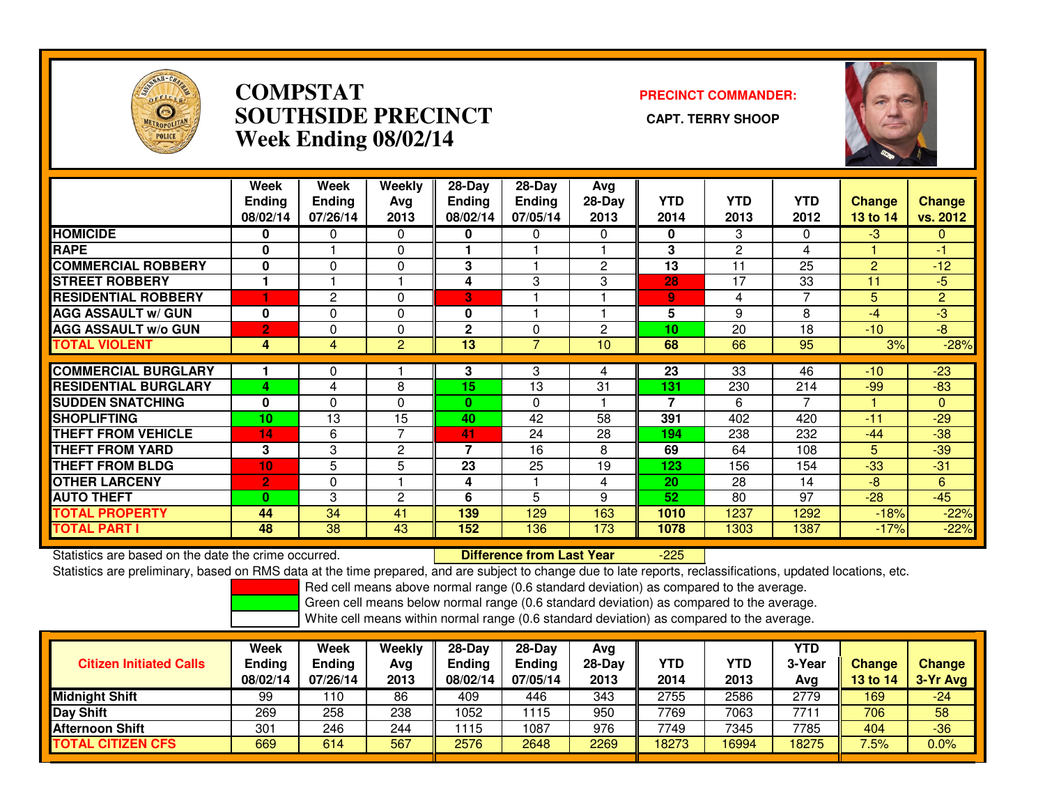# COMPSTAT SOUTHSIDE PRECINCT
## Week Ending 08/02/14

**PRECINCT COMMANDER:**

**CAPT. TERRY SHOOP**

| | Week Ending 08/02/14 | Week Ending 07/26/14 | Weekly Avg 2013 | 28-Day Ending 08/02/14 | 28-Day Ending 07/05/14 | Avg 28-Day 2013 | YTD 2014 | YTD 2013 | YTD 2012 | Change 13 to 14 | Change vs. 2012 |
|---|---|---|---|---|---|---|---|---|---|---|---|
| HOMICIDE | 0 | 0 | 0 | 0 | 0 | 0 | 0 | 3 | 0 | -3 | 0 |
| RAPE | 0 | 1 | 0 | 1 | 1 | 1 | 3 | 2 | 4 | 1 | -1 |
| COMMERCIAL ROBBERY | 0 | 0 | 0 | 3 | 1 | 2 | 13 | 11 | 25 | 2 | -12 |
| STREET ROBBERY | 1 | 1 | 1 | 4 | 3 | 3 | 28 | 17 | 33 | 11 | -5 |
| RESIDENTIAL ROBBERY | 1 | 2 | 0 | 3 | 1 | 1 | 9 | 4 | 7 | 5 | 2 |
| AGG ASSAULT w/ GUN | 0 | 0 | 0 | 0 | 1 | 1 | 5 | 9 | 8 | -4 | -3 |
| AGG ASSAULT w/o GUN | 2 | 0 | 0 | 2 | 0 | 2 | 10 | 20 | 18 | -10 | -8 |
| **TOTAL VIOLENT** | 4 | 4 | 2 | 13 | 7 | 10 | 68 | 66 | 95 | 3% | -28% |
| COMMERCIAL BURGLARY | 1 | 0 | 1 | 3 | 3 | 4 | 23 | 33 | 46 | -10 | -23 |
| RESIDENTIAL BURGLARY | 4 | 4 | 8 | 15 | 13 | 31 | 131 | 230 | 214 | -99 | -83 |
| SUDDEN SNATCHING | 0 | 0 | 0 | 0 | 0 | 1 | 7 | 6 | 7 | 1 | 0 |
| SHOPLIFTING | 10 | 13 | 15 | 40 | 42 | 58 | 391 | 402 | 420 | -11 | -29 |
| THEFT FROM VEHICLE | 14 | 6 | 7 | 41 | 24 | 28 | 194 | 238 | 232 | -44 | -38 |
| THEFT FROM YARD | 3 | 3 | 2 | 7 | 16 | 8 | 69 | 64 | 108 | 5 | -39 |
| THEFT FROM BLDG | 10 | 5 | 5 | 23 | 25 | 19 | 123 | 156 | 154 | -33 | -31 |
| OTHER LARCENY | 2 | 0 | 1 | 4 | 1 | 4 | 20 | 28 | 14 | -8 | 6 |
| AUTO THEFT | 0 | 3 | 2 | 6 | 5 | 9 | 52 | 80 | 97 | -28 | -45 |
| **TOTAL PROPERTY** | 44 | 34 | 41 | 139 | 129 | 163 | 1010 | 1237 | 1292 | -18% | -22% |
| **TOTAL PART I** | 48 | 38 | 43 | 152 | 136 | 173 | 1078 | 1303 | 1387 | -17% | -22% |

Statistics are based on the date the crime occurred. **Difference from Last Year** -225

Statistics are preliminary, based on RMS data at the time prepared, and are subject to change due to late reports, reclassifications, updated locations, etc.

Red cell means above normal range (0.6 standard deviation) as compared to the average.
Green cell means below normal range (0.6 standard deviation) as compared to the average.
White cell means within normal range (0.6 standard deviation) as compared to the average.

| Citizen Initiated Calls | Week Ending 08/02/14 | Week Ending 07/26/14 | Weekly Avg 2013 | 28-Day Ending 08/02/14 | 28-Day Ending 07/05/14 | Avg 28-Day 2013 | YTD 2014 | YTD 2013 | YTD 3-Year Avg | Change 13 to 14 | Change 3-Yr Avg |
|---|---|---|---|---|---|---|---|---|---|---|---|
| Midnight Shift | 99 | 110 | 86 | 409 | 446 | 343 | 2755 | 2586 | 2779 | 169 | -24 |
| Day Shift | 269 | 258 | 238 | 1052 | 1115 | 950 | 7769 | 7063 | 7711 | 706 | 58 |
| Afternoon Shift | 301 | 246 | 244 | 1115 | 1087 | 976 | 7749 | 7345 | 7785 | 404 | -36 |
| **TOTAL CITIZEN CFS** | 669 | 614 | 567 | 2576 | 2648 | 2269 | 18273 | 16994 | 18275 | 7.5% | 0.0% |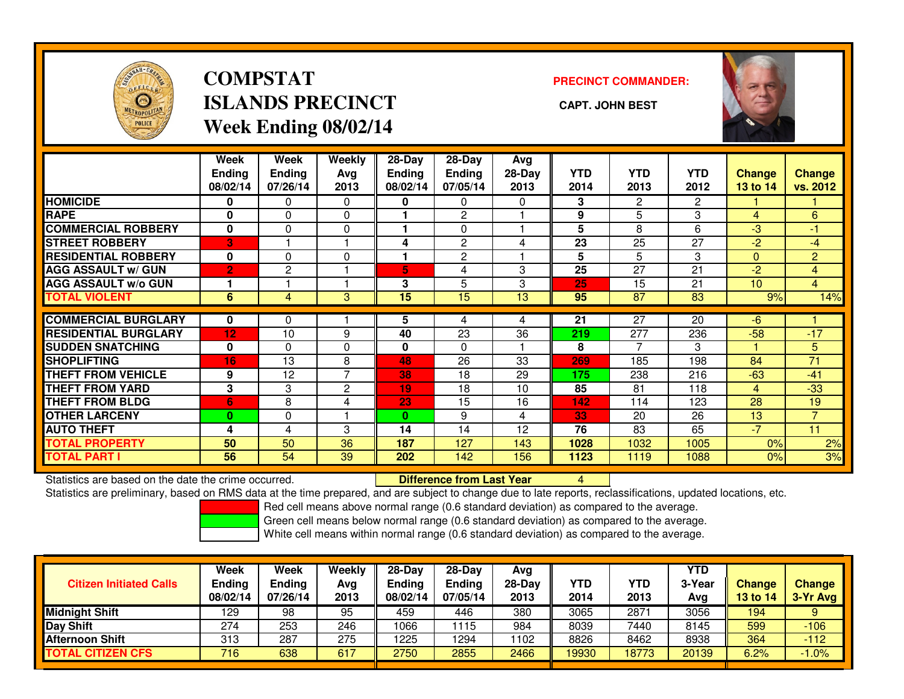# COMPSTAT
# ISLANDS PRECINCT
# Week Ending 08/02/14

**PRECINCT COMMANDER:**

**CAPT. JOHN BEST**

| | Week Ending 08/02/14 | Week Ending 07/26/14 | Weekly Avg 2013 | 28-Day Ending 08/02/14 | 28-Day Ending 07/05/14 | Avg 28-Day 2013 | YTD 2014 | YTD 2013 | YTD 2012 | Change 13 to 14 | Change vs. 2012 |
|---|---|---|---|---|---|---|---|---|---|---|---|
| HOMICIDE | 0 | 0 | 0 | 0 | 0 | 0 | 3 | 2 | 2 | 1 | 1 |
| RAPE | 0 | 0 | 0 | 1 | 2 | 1 | 9 | 5 | 3 | 4 | 6 |
| COMMERCIAL ROBBERY | 0 | 0 | 0 | 1 | 0 | 1 | 5 | 8 | 6 | -3 | -1 |
| STREET ROBBERY | 3 | 1 | 1 | 4 | 2 | 4 | 23 | 25 | 27 | -2 | -4 |
| RESIDENTIAL ROBBERY | 0 | 0 | 0 | 1 | 2 | 1 | 5 | 5 | 3 | 0 | 2 |
| AGG ASSAULT w/ GUN | 2 | 2 | 1 | 5 | 4 | 3 | 25 | 27 | 21 | -2 | 4 |
| AGG ASSAULT w/o GUN | 1 | 1 | 1 | 3 | 5 | 3 | 25 | 15 | 21 | 10 | 4 |
| TOTAL VIOLENT | 6 | 4 | 3 | 15 | 15 | 13 | 95 | 87 | 83 | 9% | 14% |
| COMMERCIAL BURGLARY | 0 | 0 | 1 | 5 | 4 | 4 | 21 | 27 | 20 | -6 | 1 |
| RESIDENTIAL BURGLARY | 12 | 10 | 9 | 40 | 23 | 36 | 219 | 277 | 236 | -58 | -17 |
| SUDDEN SNATCHING | 0 | 0 | 0 | 0 | 0 | 1 | 8 | 7 | 3 | 1 | 5 |
| SHOPLIFTING | 16 | 13 | 8 | 48 | 26 | 33 | 269 | 185 | 198 | 84 | 71 |
| THEFT FROM VEHICLE | 9 | 12 | 7 | 38 | 18 | 29 | 175 | 238 | 216 | -63 | -41 |
| THEFT FROM YARD | 3 | 3 | 2 | 19 | 18 | 10 | 85 | 81 | 118 | 4 | -33 |
| THEFT FROM BLDG | 6 | 8 | 4 | 23 | 15 | 16 | 142 | 114 | 123 | 28 | 19 |
| OTHER LARCENY | 0 | 0 | 1 | 0 | 9 | 4 | 33 | 20 | 26 | 13 | 7 |
| AUTO THEFT | 4 | 4 | 3 | 14 | 14 | 12 | 76 | 83 | 65 | -7 | 11 |
| TOTAL PROPERTY | 50 | 50 | 36 | 187 | 127 | 143 | 1028 | 1032 | 1005 | 0% | 2% |
| TOTAL PART I | 56 | 54 | 39 | 202 | 142 | 156 | 1123 | 1119 | 1088 | 0% | 3% |

Statistics are based on the date the crime occurred. **Difference from Last Year** 4

Statistics are preliminary, based on RMS data at the time prepared, and are subject to change due to late reports, reclassifications, updated locations, etc.

Red cell means above normal range (0.6 standard deviation) as compared to the average.

Green cell means below normal range (0.6 standard deviation) as compared to the average.

White cell means within normal range (0.6 standard deviation) as compared to the average.

| Citizen Initiated Calls | Week Ending 08/02/14 | Week Ending 07/26/14 | Weekly Avg 2013 | 28-Day Ending 08/02/14 | 28-Day Ending 07/05/14 | Avg 28-Day 2013 | YTD 2014 | YTD 2013 | YTD 3-Year Avg | Change 13 to 14 | Change 3-Yr Avg |
|---|---|---|---|---|---|---|---|---|---|---|---|
| Midnight Shift | 129 | 98 | 95 | 459 | 446 | 380 | 3065 | 2871 | 3056 | 194 | 9 |
| Day Shift | 274 | 253 | 246 | 1066 | 1115 | 984 | 8039 | 7440 | 8145 | 599 | -106 |
| Afternoon Shift | 313 | 287 | 275 | 1225 | 1294 | 1102 | 8826 | 8462 | 8938 | 364 | -112 |
| TOTAL CITIZEN CFS | 716 | 638 | 617 | 2750 | 2855 | 2466 | 19930 | 18773 | 20139 | 6.2% | -1.0% |